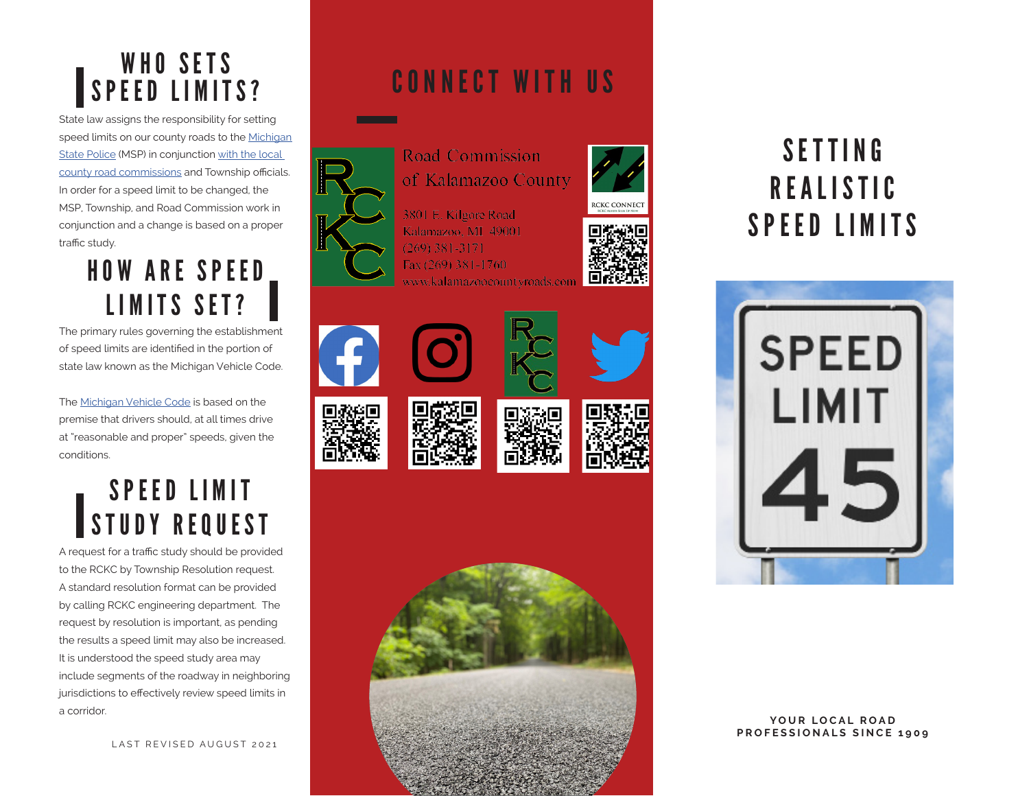## WHO SETS SPEED LIMITS?

State law assigns the responsibility for setting speed limits on our county roads to the Michigan State Police (MSP) in conjunction with the local county road commissions and Township officials. In order for a speed limit to be changed, the MSP, Township, and Road Commission work in conjunction and a change is based on a proper traffic study.

## HOW ARE SPEED LIMITS SET?

The primary rules governing the establishment of speed limits are identified in the portion of state law known as the Michigan Vehicle Code.

The Michigan Vehicle Code is based on the premise that drivers should, at all times drive at "reasonable and proper" speeds, given the conditions.

## SPEED LIMIT STUDY REQUEST

A request for a traffic study should be provided to the RCKC by Township Resolution request. A standard resolution format can be provided by calling RCKC engineering department. The request by resolution is important, as pending the results a speed limit may also be increased. It is understood the speed study area may include segments of the roadway in neighboring jurisdictions to effectively review speed limits in a corridor.

LAST REVISED AUGUST 2021

## CONNECT WITH US

Road Commission of Kalamazoo County

3801 E. Kilgore Road
Kalamazoo, MI 49001
(269) 381-3171
Fax (269) 381-1760
www.kalamazoocountyroads.com

RCKC CONNECT

# SETTING REALISTIC SPEED LIMITS

SPEED LIMIT 45

YOUR LOCAL ROAD PROFESSIONALS SINCE 1909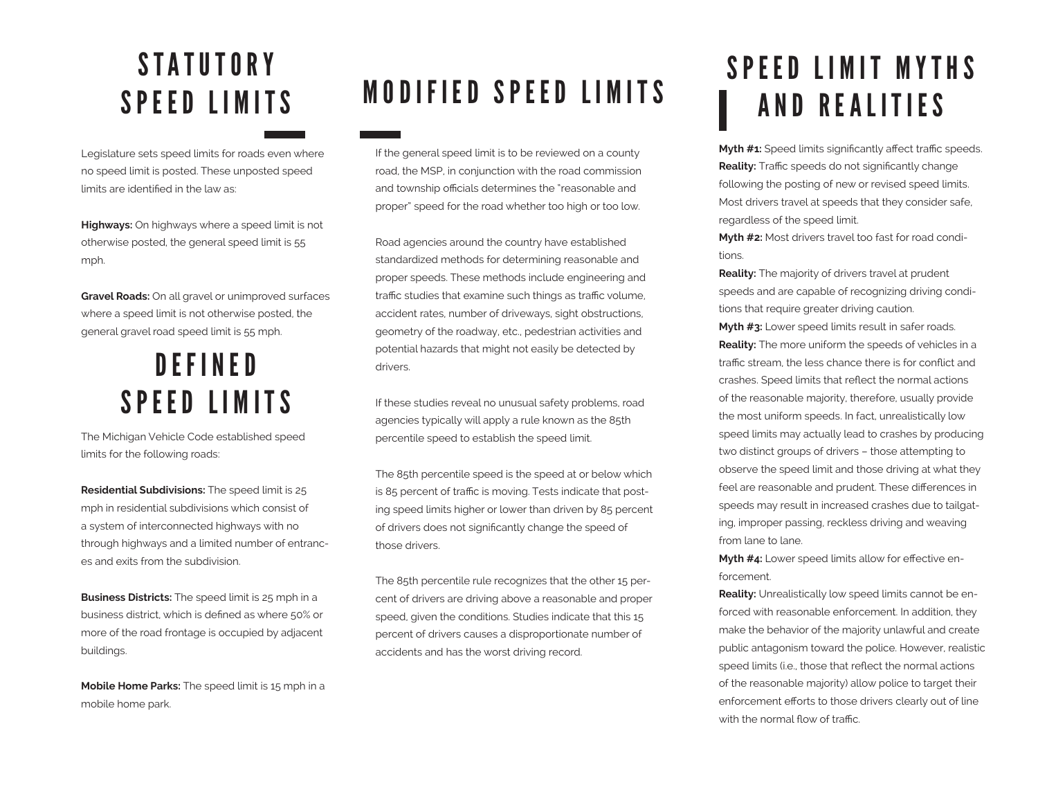# STATUTORY SPEED LIMITS

Legislature sets speed limits for roads even where no speed limit is posted. These unposted speed limits are identified in the law as:

**Highways:** On highways where a speed limit is not otherwise posted, the general speed limit is 55 mph.

**Gravel Roads:** On all gravel or unimproved surfaces where a speed limit is not otherwise posted, the general gravel road speed limit is 55 mph.

# DEFINED SPEED LIMITS

The Michigan Vehicle Code established speed limits for the following roads:

**Residential Subdivisions:** The speed limit is 25 mph in residential subdivisions which consist of a system of interconnected highways with no through highways and a limited number of entrances and exits from the subdivision.

**Business Districts:** The speed limit is 25 mph in a business district, which is defined as where 50% or more of the road frontage is occupied by adjacent buildings.

**Mobile Home Parks:** The speed limit is 15 mph in a mobile home park.

# MODIFIED SPEED LIMITS

If the general speed limit is to be reviewed on a county road, the MSP, in conjunction with the road commission and township officials determines the "reasonable and proper" speed for the road whether too high or too low.

Road agencies around the country have established standardized methods for determining reasonable and proper speeds. These methods include engineering and traffic studies that examine such things as traffic volume, accident rates, number of driveways, sight obstructions, geometry of the roadway, etc., pedestrian activities and potential hazards that might not easily be detected by drivers.

If these studies reveal no unusual safety problems, road agencies typically will apply a rule known as the 85th percentile speed to establish the speed limit.

The 85th percentile speed is the speed at or below which is 85 percent of traffic is moving. Tests indicate that posting speed limits higher or lower than driven by 85 percent of drivers does not significantly change the speed of those drivers.

The 85th percentile rule recognizes that the other 15 percent of drivers are driving above a reasonable and proper speed, given the conditions. Studies indicate that this 15 percent of drivers causes a disproportionate number of accidents and has the worst driving record.

# SPEED LIMIT MYTHS AND REALITIES

**Myth #1:** Speed limits significantly affect traffic speeds.
**Reality:** Traffic speeds do not significantly change following the posting of new or revised speed limits. Most drivers travel at speeds that they consider safe, regardless of the speed limit.

**Myth #2:** Most drivers travel too fast for road conditions.
**Reality:** The majority of drivers travel at prudent speeds and are capable of recognizing driving conditions that require greater driving caution.

**Myth #3:** Lower speed limits result in safer roads.
**Reality:** The more uniform the speeds of vehicles in a traffic stream, the less chance there is for conflict and crashes. Speed limits that reflect the normal actions of the reasonable majority, therefore, usually provide the most uniform speeds. In fact, unrealistically low speed limits may actually lead to crashes by producing two distinct groups of drivers – those attempting to observe the speed limit and those driving at what they feel are reasonable and prudent. These differences in speeds may result in increased crashes due to tailgating, improper passing, reckless driving and weaving from lane to lane.

**Myth #4:** Lower speed limits allow for effective enforcement.
**Reality:** Unrealistically low speed limits cannot be enforced with reasonable enforcement. In addition, they make the behavior of the majority unlawful and create public antagonism toward the police. However, realistic speed limits (i.e., those that reflect the normal actions of the reasonable majority) allow police to target their enforcement efforts to those drivers clearly out of line with the normal flow of traffic.